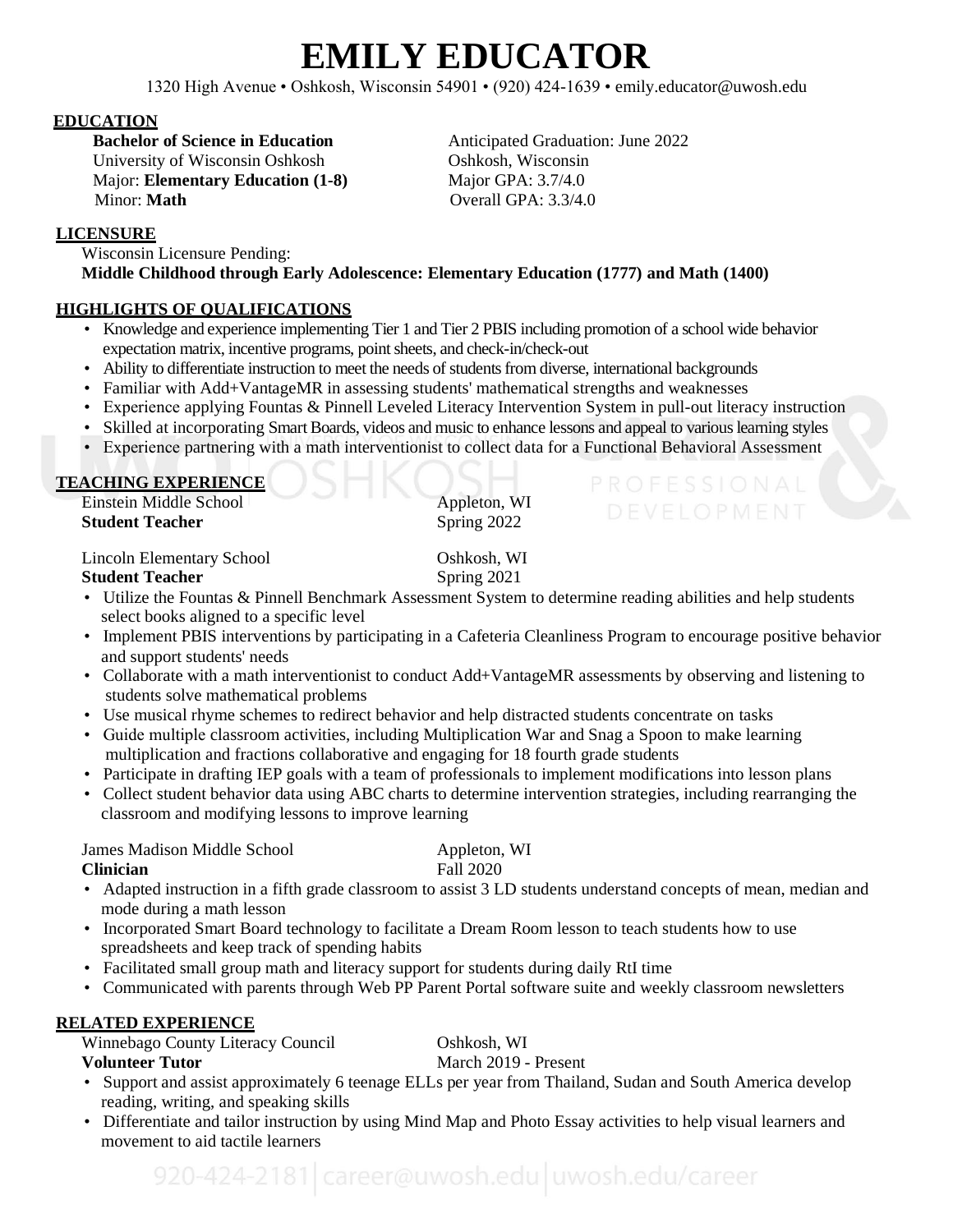# EMILY EDUCATOR

1320 High Avenue • Oshkosh, Wisconsin 54901 • (920) 424-1639 • emily.educator@uwosh.edu

## EDUCATION

**Bachelor of Science in Education** — Anticipated Graduation: June 2022
University of Wisconsin Oshkosh — Oshkosh, Wisconsin
Major: **Elementary Education (1-8)** — Major GPA: 3.7/4.0
Minor: **Math** — Overall GPA: 3.3/4.0

## LICENSURE

Wisconsin Licensure Pending:
**Middle Childhood through Early Adolescence: Elementary Education (1777) and Math (1400)**

## HIGHLIGHTS OF QUALIFICATIONS

- Knowledge and experience implementing Tier 1 and Tier 2 PBIS including promotion of a school wide behavior expectation matrix, incentive programs, point sheets, and check-in/check-out
- Ability to differentiate instruction to meet the needs of students from diverse, international backgrounds
- Familiar with Add+VantageMR in assessing students' mathematical strengths and weaknesses
- Experience applying Fountas & Pinnell Leveled Literacy Intervention System in pull-out literacy instruction
- Skilled at incorporating Smart Boards, videos and music to enhance lessons and appeal to various learning styles
- Experience partnering with a math interventionist to collect data for a Functional Behavioral Assessment

## TEACHING EXPERIENCE

Einstein Middle School — Appleton, WI
**Student Teacher** — Spring 2022

Lincoln Elementary School — Oshkosh, WI
**Student Teacher** — Spring 2021

- Utilize the Fountas & Pinnell Benchmark Assessment System to determine reading abilities and help students select books aligned to a specific level
- Implement PBIS interventions by participating in a Cafeteria Cleanliness Program to encourage positive behavior and support students' needs
- Collaborate with a math interventionist to conduct Add+VantageMR assessments by observing and listening to students solve mathematical problems
- Use musical rhyme schemes to redirect behavior and help distracted students concentrate on tasks
- Guide multiple classroom activities, including Multiplication War and Snag a Spoon to make learning multiplication and fractions collaborative and engaging for 18 fourth grade students
- Participate in drafting IEP goals with a team of professionals to implement modifications into lesson plans
- Collect student behavior data using ABC charts to determine intervention strategies, including rearranging the classroom and modifying lessons to improve learning

James Madison Middle School — Appleton, WI
**Clinician** — Fall 2020

- Adapted instruction in a fifth grade classroom to assist 3 LD students understand concepts of mean, median and mode during a math lesson
- Incorporated Smart Board technology to facilitate a Dream Room lesson to teach students how to use spreadsheets and keep track of spending habits
- Facilitated small group math and literacy support for students during daily RtI time
- Communicated with parents through Web PP Parent Portal software suite and weekly classroom newsletters

## RELATED EXPERIENCE

Winnebago County Literacy Council — Oshkosh, WI
**Volunteer Tutor** — March 2019 - Present

- Support and assist approximately 6 teenage ELLs per year from Thailand, Sudan and South America develop reading, writing, and speaking skills
- Differentiate and tailor instruction by using Mind Map and Photo Essay activities to help visual learners and movement to aid tactile learners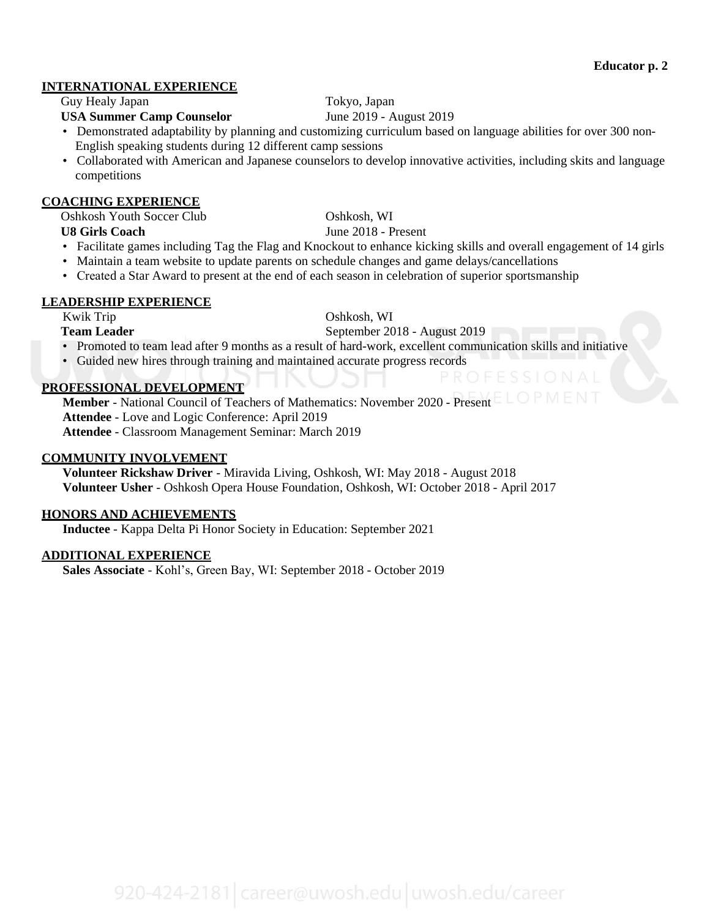## INTERNATIONAL EXPERIENCE

Guy Healy Japan — Tokyo, Japan
**USA Summer Camp Counselor** — June 2019 - August 2019

- Demonstrated adaptability by planning and customizing curriculum based on language abilities for over 300 non-English speaking students during 12 different camp sessions
- Collaborated with American and Japanese counselors to develop innovative activities, including skits and language competitions

## COACHING EXPERIENCE

Oshkosh Youth Soccer Club — Oshkosh, WI
**U8 Girls Coach** — June 2018 - Present

- Facilitate games including Tag the Flag and Knockout to enhance kicking skills and overall engagement of 14 girls
- Maintain a team website to update parents on schedule changes and game delays/cancellations
- Created a Star Award to present at the end of each season in celebration of superior sportsmanship

## LEADERSHIP EXPERIENCE

Kwik Trip — Oshkosh, WI
**Team Leader** — September 2018 - August 2019

- Promoted to team lead after 9 months as a result of hard-work, excellent communication skills and initiative
- Guided new hires through training and maintained accurate progress records

## PROFESSIONAL DEVELOPMENT

**Member** - National Council of Teachers of Mathematics: November 2020 - Present
**Attendee** - Love and Logic Conference: April 2019
**Attendee** - Classroom Management Seminar: March 2019

## COMMUNITY INVOLVEMENT

**Volunteer Rickshaw Driver** - Miravida Living, Oshkosh, WI: May 2018 - August 2018
**Volunteer Usher** - Oshkosh Opera House Foundation, Oshkosh, WI: October 2018 - April 2017

## HONORS AND ACHIEVEMENTS

**Inductee** - Kappa Delta Pi Honor Society in Education: September 2021

## ADDITIONAL EXPERIENCE

**Sales Associate** - Kohl's, Green Bay, WI: September 2018 - October 2019